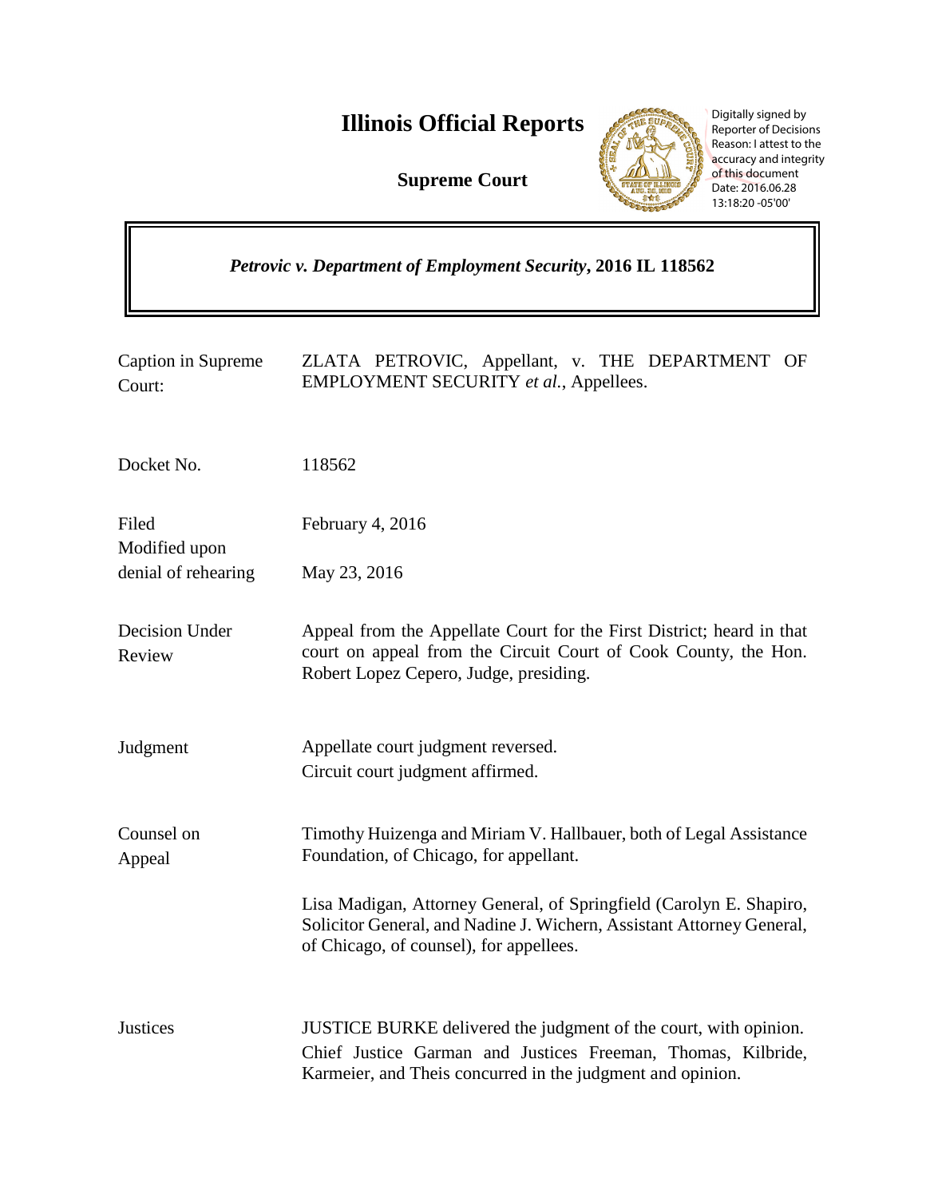# Illinois Official Reports

**Supreme Court**

Digitally signed by Reporter of Decisions
Reason: I attest to the accuracy and integrity of this document
Date: 2016.06.28 13:18:20 -05'00'

***Petrovic v. Department of Employment Security*, 2016 IL 118562**

| | |
|---|---|
| Caption in Supreme Court: | ZLATA PETROVIC, Appellant, v. THE DEPARTMENT OF EMPLOYMENT SECURITY *et al.*, Appellees. |
| Docket No. | 118562 |
| Filed<br>Modified upon denial of rehearing | February 4, 2016<br>May 23, 2016 |
| Decision Under Review | Appeal from the Appellate Court for the First District; heard in that court on appeal from the Circuit Court of Cook County, the Hon. Robert Lopez Cepero, Judge, presiding. |
| Judgment | Appellate court judgment reversed.<br>Circuit court judgment affirmed. |
| Counsel on Appeal | Timothy Huizenga and Miriam V. Hallbauer, both of Legal Assistance Foundation, of Chicago, for appellant.<br><br>Lisa Madigan, Attorney General, of Springfield (Carolyn E. Shapiro, Solicitor General, and Nadine J. Wichern, Assistant Attorney General, of Chicago, of counsel), for appellees. |
| Justices | JUSTICE BURKE delivered the judgment of the court, with opinion.<br>Chief Justice Garman and Justices Freeman, Thomas, Kilbride, Karmeier, and Theis concurred in the judgment and opinion. |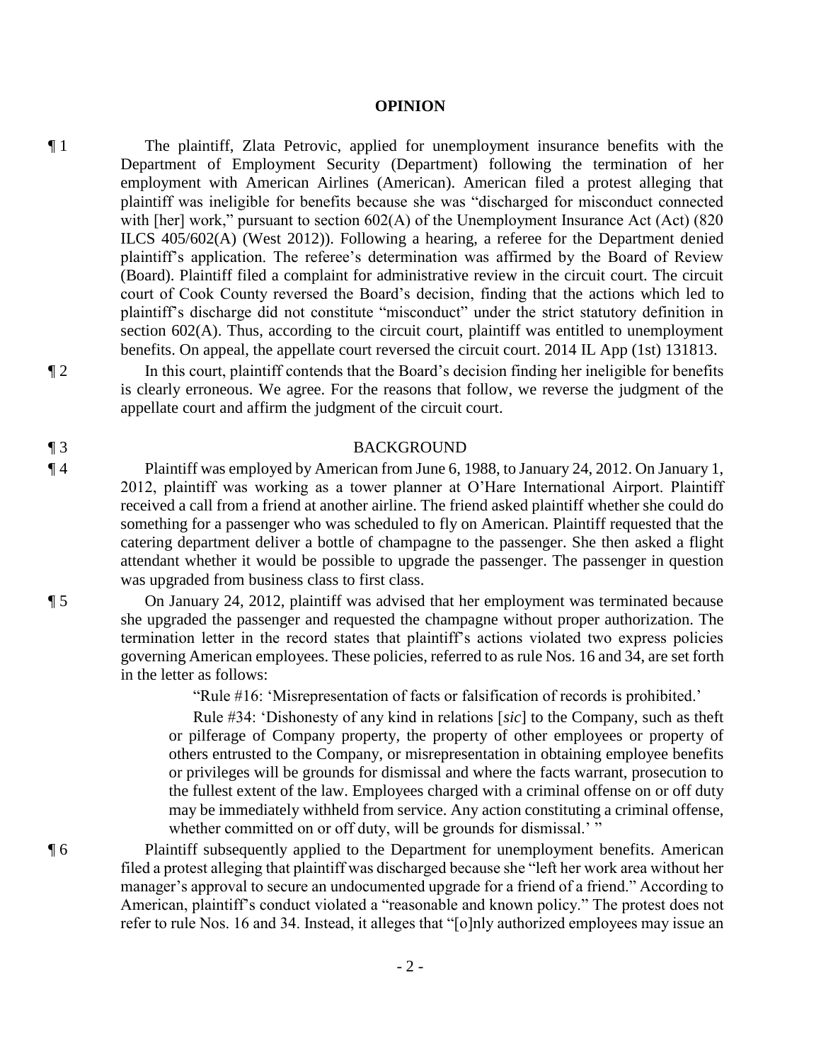## OPINION

¶ 1 The plaintiff, Zlata Petrovic, applied for unemployment insurance benefits with the Department of Employment Security (Department) following the termination of her employment with American Airlines (American). American filed a protest alleging that plaintiff was ineligible for benefits because she was "discharged for misconduct connected with [her] work," pursuant to section 602(A) of the Unemployment Insurance Act (Act) (820 ILCS 405/602(A) (West 2012)). Following a hearing, a referee for the Department denied plaintiff's application. The referee's determination was affirmed by the Board of Review (Board). Plaintiff filed a complaint for administrative review in the circuit court. The circuit court of Cook County reversed the Board's decision, finding that the actions which led to plaintiff's discharge did not constitute "misconduct" under the strict statutory definition in section 602(A). Thus, according to the circuit court, plaintiff was entitled to unemployment benefits. On appeal, the appellate court reversed the circuit court. 2014 IL App (1st) 131813.

¶ 2 In this court, plaintiff contends that the Board's decision finding her ineligible for benefits is clearly erroneous. We agree. For the reasons that follow, we reverse the judgment of the appellate court and affirm the judgment of the circuit court.

## ¶ 3 BACKGROUND

¶ 4 Plaintiff was employed by American from June 6, 1988, to January 24, 2012. On January 1, 2012, plaintiff was working as a tower planner at O'Hare International Airport. Plaintiff received a call from a friend at another airline. The friend asked plaintiff whether she could do something for a passenger who was scheduled to fly on American. Plaintiff requested that the catering department deliver a bottle of champagne to the passenger. She then asked a flight attendant whether it would be possible to upgrade the passenger. The passenger in question was upgraded from business class to first class.

¶ 5 On January 24, 2012, plaintiff was advised that her employment was terminated because she upgraded the passenger and requested the champagne without proper authorization. The termination letter in the record states that plaintiff's actions violated two express policies governing American employees. These policies, referred to as rule Nos. 16 and 34, are set forth in the letter as follows:

> "Rule #16: 'Misrepresentation of facts or falsification of records is prohibited.'
>
> Rule #34: 'Dishonesty of any kind in relations [*sic*] to the Company, such as theft or pilferage of Company property, the property of other employees or property of others entrusted to the Company, or misrepresentation in obtaining employee benefits or privileges will be grounds for dismissal and where the facts warrant, prosecution to the fullest extent of the law. Employees charged with a criminal offense on or off duty may be immediately withheld from service. Any action constituting a criminal offense, whether committed on or off duty, will be grounds for dismissal.' "

¶ 6 Plaintiff subsequently applied to the Department for unemployment benefits. American filed a protest alleging that plaintiff was discharged because she "left her work area without her manager's approval to secure an undocumented upgrade for a friend of a friend." According to American, plaintiff's conduct violated a "reasonable and known policy." The protest does not refer to rule Nos. 16 and 34. Instead, it alleges that "[o]nly authorized employees may issue an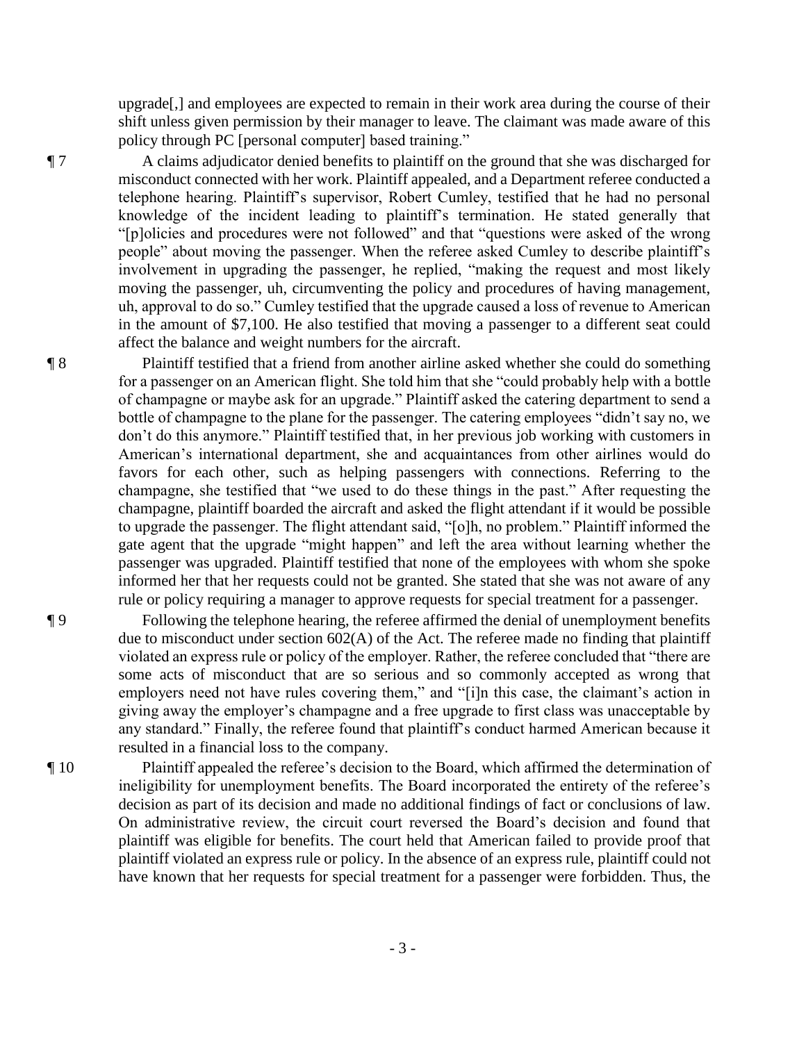upgrade[,] and employees are expected to remain in their work area during the course of their shift unless given permission by their manager to leave. The claimant was made aware of this policy through PC [personal computer] based training."

¶ 7 A claims adjudicator denied benefits to plaintiff on the ground that she was discharged for misconduct connected with her work. Plaintiff appealed, and a Department referee conducted a telephone hearing. Plaintiff's supervisor, Robert Cumley, testified that he had no personal knowledge of the incident leading to plaintiff's termination. He stated generally that "[p]olicies and procedures were not followed" and that "questions were asked of the wrong people" about moving the passenger. When the referee asked Cumley to describe plaintiff's involvement in upgrading the passenger, he replied, "making the request and most likely moving the passenger, uh, circumventing the policy and procedures of having management, uh, approval to do so." Cumley testified that the upgrade caused a loss of revenue to American in the amount of $7,100. He also testified that moving a passenger to a different seat could affect the balance and weight numbers for the aircraft.

¶ 8 Plaintiff testified that a friend from another airline asked whether she could do something for a passenger on an American flight. She told him that she "could probably help with a bottle of champagne or maybe ask for an upgrade." Plaintiff asked the catering department to send a bottle of champagne to the plane for the passenger. The catering employees "didn't say no, we don't do this anymore." Plaintiff testified that, in her previous job working with customers in American's international department, she and acquaintances from other airlines would do favors for each other, such as helping passengers with connections. Referring to the champagne, she testified that "we used to do these things in the past." After requesting the champagne, plaintiff boarded the aircraft and asked the flight attendant if it would be possible to upgrade the passenger. The flight attendant said, "[o]h, no problem." Plaintiff informed the gate agent that the upgrade "might happen" and left the area without learning whether the passenger was upgraded. Plaintiff testified that none of the employees with whom she spoke informed her that her requests could not be granted. She stated that she was not aware of any rule or policy requiring a manager to approve requests for special treatment for a passenger.

¶ 9 Following the telephone hearing, the referee affirmed the denial of unemployment benefits due to misconduct under section 602(A) of the Act. The referee made no finding that plaintiff violated an express rule or policy of the employer. Rather, the referee concluded that "there are some acts of misconduct that are so serious and so commonly accepted as wrong that employers need not have rules covering them," and "[i]n this case, the claimant's action in giving away the employer's champagne and a free upgrade to first class was unacceptable by any standard." Finally, the referee found that plaintiff's conduct harmed American because it resulted in a financial loss to the company.

¶ 10 Plaintiff appealed the referee's decision to the Board, which affirmed the determination of ineligibility for unemployment benefits. The Board incorporated the entirety of the referee's decision as part of its decision and made no additional findings of fact or conclusions of law. On administrative review, the circuit court reversed the Board's decision and found that plaintiff was eligible for benefits. The court held that American failed to provide proof that plaintiff violated an express rule or policy. In the absence of an express rule, plaintiff could not have known that her requests for special treatment for a passenger were forbidden. Thus, the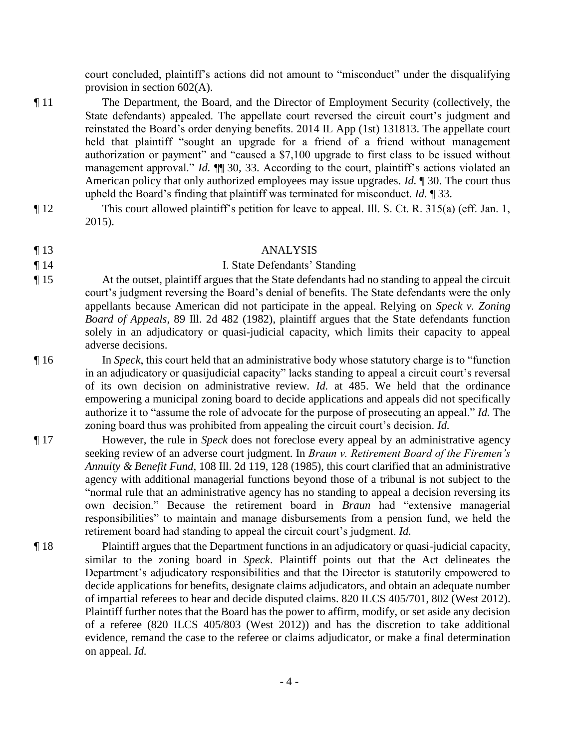court concluded, plaintiff's actions did not amount to "misconduct" under the disqualifying provision in section 602(A).

¶ 11 The Department, the Board, and the Director of Employment Security (collectively, the State defendants) appealed. The appellate court reversed the circuit court's judgment and reinstated the Board's order denying benefits. 2014 IL App (1st) 131813. The appellate court held that plaintiff "sought an upgrade for a friend of a friend without management authorization or payment" and "caused a $7,100 upgrade to first class to be issued without management approval." *Id.* ¶¶ 30, 33. According to the court, plaintiff's actions violated an American policy that only authorized employees may issue upgrades. *Id.* ¶ 30. The court thus upheld the Board's finding that plaintiff was terminated for misconduct. *Id.* ¶ 33.

¶ 12 This court allowed plaintiff's petition for leave to appeal. Ill. S. Ct. R. 315(a) (eff. Jan. 1, 2015).

¶ 13 ANALYSIS

¶ 14 I. State Defendants' Standing

¶ 15 At the outset, plaintiff argues that the State defendants had no standing to appeal the circuit court's judgment reversing the Board's denial of benefits. The State defendants were the only appellants because American did not participate in the appeal. Relying on *Speck v. Zoning Board of Appeals*, 89 Ill. 2d 482 (1982), plaintiff argues that the State defendants function solely in an adjudicatory or quasi-judicial capacity, which limits their capacity to appeal adverse decisions.

¶ 16 In *Speck*, this court held that an administrative body whose statutory charge is to "function in an adjudicatory or quasijudicial capacity" lacks standing to appeal a circuit court's reversal of its own decision on administrative review. *Id.* at 485. We held that the ordinance empowering a municipal zoning board to decide applications and appeals did not specifically authorize it to "assume the role of advocate for the purpose of prosecuting an appeal." *Id.* The zoning board thus was prohibited from appealing the circuit court's decision. *Id.*

¶ 17 However, the rule in *Speck* does not foreclose every appeal by an administrative agency seeking review of an adverse court judgment. In *Braun v. Retirement Board of the Firemen's Annuity & Benefit Fund*, 108 Ill. 2d 119, 128 (1985), this court clarified that an administrative agency with additional managerial functions beyond those of a tribunal is not subject to the "normal rule that an administrative agency has no standing to appeal a decision reversing its own decision." Because the retirement board in *Braun* had "extensive managerial responsibilities" to maintain and manage disbursements from a pension fund, we held the retirement board had standing to appeal the circuit court's judgment. *Id.*

¶ 18 Plaintiff argues that the Department functions in an adjudicatory or quasi-judicial capacity, similar to the zoning board in *Speck*. Plaintiff points out that the Act delineates the Department's adjudicatory responsibilities and that the Director is statutorily empowered to decide applications for benefits, designate claims adjudicators, and obtain an adequate number of impartial referees to hear and decide disputed claims. 820 ILCS 405/701, 802 (West 2012). Plaintiff further notes that the Board has the power to affirm, modify, or set aside any decision of a referee (820 ILCS 405/803 (West 2012)) and has the discretion to take additional evidence, remand the case to the referee or claims adjudicator, or make a final determination on appeal. *Id.*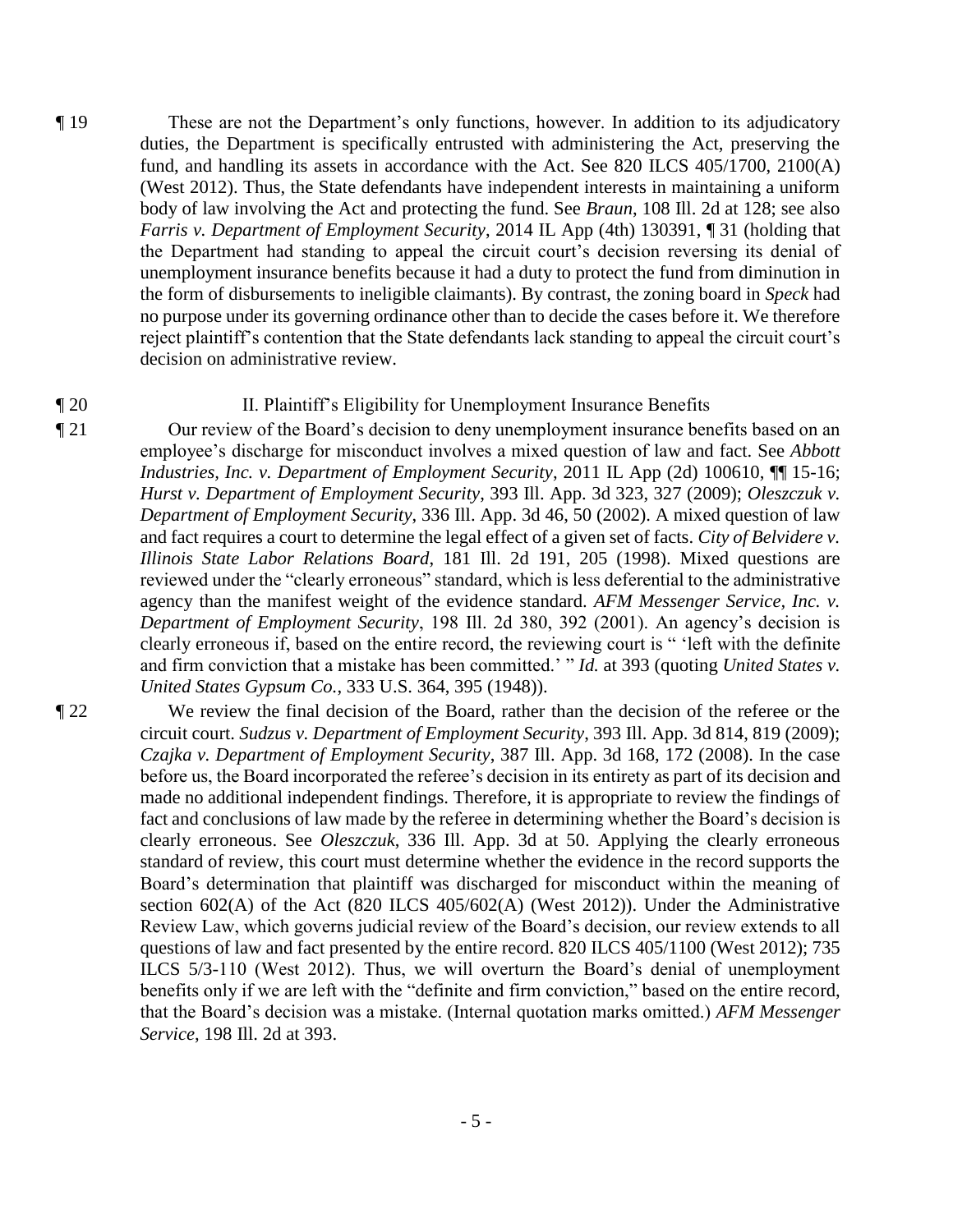¶ 19 These are not the Department's only functions, however. In addition to its adjudicatory duties, the Department is specifically entrusted with administering the Act, preserving the fund, and handling its assets in accordance with the Act. See 820 ILCS 405/1700, 2100(A) (West 2012). Thus, the State defendants have independent interests in maintaining a uniform body of law involving the Act and protecting the fund. See *Braun*, 108 Ill. 2d at 128; see also *Farris v. Department of Employment Security*, 2014 IL App (4th) 130391, ¶ 31 (holding that the Department had standing to appeal the circuit court's decision reversing its denial of unemployment insurance benefits because it had a duty to protect the fund from diminution in the form of disbursements to ineligible claimants). By contrast, the zoning board in *Speck* had no purpose under its governing ordinance other than to decide the cases before it. We therefore reject plaintiff's contention that the State defendants lack standing to appeal the circuit court's decision on administrative review.

¶ 20 II. Plaintiff's Eligibility for Unemployment Insurance Benefits

¶ 21 Our review of the Board's decision to deny unemployment insurance benefits based on an employee's discharge for misconduct involves a mixed question of law and fact. See *Abbott Industries, Inc. v. Department of Employment Security*, 2011 IL App (2d) 100610, ¶¶ 15-16; *Hurst v. Department of Employment Security*, 393 Ill. App. 3d 323, 327 (2009); *Oleszczuk v. Department of Employment Security*, 336 Ill. App. 3d 46, 50 (2002). A mixed question of law and fact requires a court to determine the legal effect of a given set of facts. *City of Belvidere v. Illinois State Labor Relations Board*, 181 Ill. 2d 191, 205 (1998). Mixed questions are reviewed under the "clearly erroneous" standard, which is less deferential to the administrative agency than the manifest weight of the evidence standard. *AFM Messenger Service, Inc. v. Department of Employment Security*, 198 Ill. 2d 380, 392 (2001). An agency's decision is clearly erroneous if, based on the entire record, the reviewing court is " 'left with the definite and firm conviction that a mistake has been committed.' " *Id.* at 393 (quoting *United States v. United States Gypsum Co.*, 333 U.S. 364, 395 (1948)).

¶ 22 We review the final decision of the Board, rather than the decision of the referee or the circuit court. *Sudzus v. Department of Employment Security*, 393 Ill. App. 3d 814, 819 (2009); *Czajka v. Department of Employment Security*, 387 Ill. App. 3d 168, 172 (2008). In the case before us, the Board incorporated the referee's decision in its entirety as part of its decision and made no additional independent findings. Therefore, it is appropriate to review the findings of fact and conclusions of law made by the referee in determining whether the Board's decision is clearly erroneous. See *Oleszczuk*, 336 Ill. App. 3d at 50. Applying the clearly erroneous standard of review, this court must determine whether the evidence in the record supports the Board's determination that plaintiff was discharged for misconduct within the meaning of section 602(A) of the Act (820 ILCS 405/602(A) (West 2012)). Under the Administrative Review Law, which governs judicial review of the Board's decision, our review extends to all questions of law and fact presented by the entire record. 820 ILCS 405/1100 (West 2012); 735 ILCS 5/3-110 (West 2012). Thus, we will overturn the Board's denial of unemployment benefits only if we are left with the "definite and firm conviction," based on the entire record, that the Board's decision was a mistake. (Internal quotation marks omitted.) *AFM Messenger Service*, 198 Ill. 2d at 393.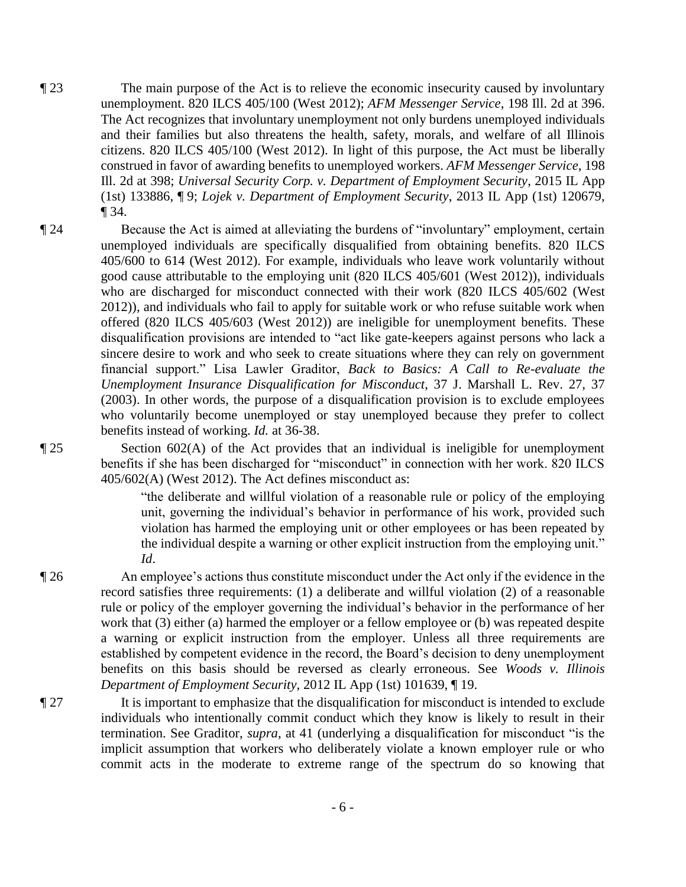¶ 23 The main purpose of the Act is to relieve the economic insecurity caused by involuntary unemployment. 820 ILCS 405/100 (West 2012); *AFM Messenger Service*, 198 Ill. 2d at 396. The Act recognizes that involuntary unemployment not only burdens unemployed individuals and their families but also threatens the health, safety, morals, and welfare of all Illinois citizens. 820 ILCS 405/100 (West 2012). In light of this purpose, the Act must be liberally construed in favor of awarding benefits to unemployed workers. *AFM Messenger Service*, 198 Ill. 2d at 398; *Universal Security Corp. v. Department of Employment Security*, 2015 IL App (1st) 133886, ¶ 9; *Lojek v. Department of Employment Security*, 2013 IL App (1st) 120679, ¶ 34.

¶ 24 Because the Act is aimed at alleviating the burdens of "involuntary" employment, certain unemployed individuals are specifically disqualified from obtaining benefits. 820 ILCS 405/600 to 614 (West 2012). For example, individuals who leave work voluntarily without good cause attributable to the employing unit (820 ILCS 405/601 (West 2012)), individuals who are discharged for misconduct connected with their work (820 ILCS 405/602 (West 2012)), and individuals who fail to apply for suitable work or who refuse suitable work when offered (820 ILCS 405/603 (West 2012)) are ineligible for unemployment benefits. These disqualification provisions are intended to "act like gate-keepers against persons who lack a sincere desire to work and who seek to create situations where they can rely on government financial support." Lisa Lawler Graditor, *Back to Basics: A Call to Re-evaluate the Unemployment Insurance Disqualification for Misconduct*, 37 J. Marshall L. Rev. 27, 37 (2003). In other words, the purpose of a disqualification provision is to exclude employees who voluntarily become unemployed or stay unemployed because they prefer to collect benefits instead of working. *Id.* at 36-38.

¶ 25 Section 602(A) of the Act provides that an individual is ineligible for unemployment benefits if she has been discharged for "misconduct" in connection with her work. 820 ILCS 405/602(A) (West 2012). The Act defines misconduct as:

> "the deliberate and willful violation of a reasonable rule or policy of the employing unit, governing the individual's behavior in performance of his work, provided such violation has harmed the employing unit or other employees or has been repeated by the individual despite a warning or other explicit instruction from the employing unit." *Id*.

¶ 26 An employee's actions thus constitute misconduct under the Act only if the evidence in the record satisfies three requirements: (1) a deliberate and willful violation (2) of a reasonable rule or policy of the employer governing the individual's behavior in the performance of her work that (3) either (a) harmed the employer or a fellow employee or (b) was repeated despite a warning or explicit instruction from the employer. Unless all three requirements are established by competent evidence in the record, the Board's decision to deny unemployment benefits on this basis should be reversed as clearly erroneous. See *Woods v. Illinois Department of Employment Security*, 2012 IL App (1st) 101639, ¶ 19.

¶ 27 It is important to emphasize that the disqualification for misconduct is intended to exclude individuals who intentionally commit conduct which they know is likely to result in their termination. See Graditor, *supra*, at 41 (underlying a disqualification for misconduct "is the implicit assumption that workers who deliberately violate a known employer rule or who commit acts in the moderate to extreme range of the spectrum do so knowing that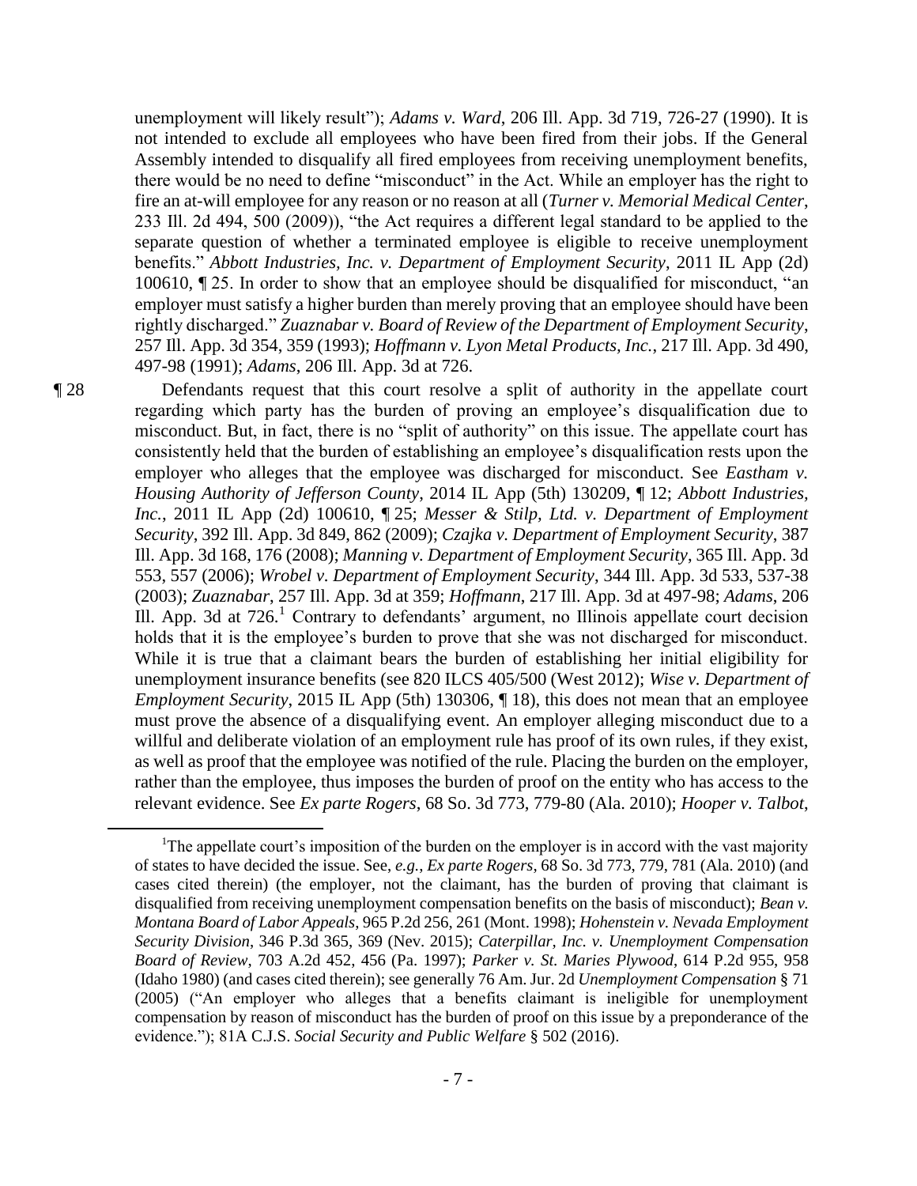unemployment will likely result"); *Adams v. Ward*, 206 Ill. App. 3d 719, 726-27 (1990). It is not intended to exclude all employees who have been fired from their jobs. If the General Assembly intended to disqualify all fired employees from receiving unemployment benefits, there would be no need to define "misconduct" in the Act. While an employer has the right to fire an at-will employee for any reason or no reason at all (*Turner v. Memorial Medical Center*, 233 Ill. 2d 494, 500 (2009)), "the Act requires a different legal standard to be applied to the separate question of whether a terminated employee is eligible to receive unemployment benefits." *Abbott Industries, Inc. v. Department of Employment Security*, 2011 IL App (2d) 100610, ¶ 25. In order to show that an employee should be disqualified for misconduct, "an employer must satisfy a higher burden than merely proving that an employee should have been rightly discharged." *Zuaznabar v. Board of Review of the Department of Employment Security*, 257 Ill. App. 3d 354, 359 (1993); *Hoffmann v. Lyon Metal Products, Inc.*, 217 Ill. App. 3d 490, 497-98 (1991); *Adams*, 206 Ill. App. 3d at 726.

¶ 28 Defendants request that this court resolve a split of authority in the appellate court regarding which party has the burden of proving an employee's disqualification due to misconduct. But, in fact, there is no "split of authority" on this issue. The appellate court has consistently held that the burden of establishing an employee's disqualification rests upon the employer who alleges that the employee was discharged for misconduct. See *Eastham v. Housing Authority of Jefferson County*, 2014 IL App (5th) 130209, ¶ 12; *Abbott Industries, Inc.*, 2011 IL App (2d) 100610, ¶ 25; *Messer & Stilp, Ltd. v. Department of Employment Security*, 392 Ill. App. 3d 849, 862 (2009); *Czajka v. Department of Employment Security*, 387 Ill. App. 3d 168, 176 (2008); *Manning v. Department of Employment Security*, 365 Ill. App. 3d 553, 557 (2006); *Wrobel v. Department of Employment Security*, 344 Ill. App. 3d 533, 537-38 (2003); *Zuaznabar*, 257 Ill. App. 3d at 359; *Hoffmann*, 217 Ill. App. 3d at 497-98; *Adams*, 206 Ill. App. 3d at 726.[1] Contrary to defendants' argument, no Illinois appellate court decision holds that it is the employee's burden to prove that she was not discharged for misconduct. While it is true that a claimant bears the burden of establishing her initial eligibility for unemployment insurance benefits (see 820 ILCS 405/500 (West 2012); *Wise v. Department of Employment Security*, 2015 IL App (5th) 130306, ¶ 18), this does not mean that an employee must prove the absence of a disqualifying event. An employer alleging misconduct due to a willful and deliberate violation of an employment rule has proof of its own rules, if they exist, as well as proof that the employee was notified of the rule. Placing the burden on the employer, rather than the employee, thus imposes the burden of proof on the entity who has access to the relevant evidence. See *Ex parte Rogers*, 68 So. 3d 773, 779-80 (Ala. 2010); *Hooper v. Talbot*,

---

[1]The appellate court's imposition of the burden on the employer is in accord with the vast majority of states to have decided the issue. See, *e.g.*, *Ex parte Rogers*, 68 So. 3d 773, 779, 781 (Ala. 2010) (and cases cited therein) (the employer, not the claimant, has the burden of proving that claimant is disqualified from receiving unemployment compensation benefits on the basis of misconduct); *Bean v. Montana Board of Labor Appeals*, 965 P.2d 256, 261 (Mont. 1998); *Hohenstein v. Nevada Employment Security Division*, 346 P.3d 365, 369 (Nev. 2015); *Caterpillar, Inc. v. Unemployment Compensation Board of Review*, 703 A.2d 452, 456 (Pa. 1997); *Parker v. St. Maries Plywood*, 614 P.2d 955, 958 (Idaho 1980) (and cases cited therein); see generally 76 Am. Jur. 2d *Unemployment Compensation* § 71 (2005) ("An employer who alleges that a benefits claimant is ineligible for unemployment compensation by reason of misconduct has the burden of proof on this issue by a preponderance of the evidence."); 81A C.J.S. *Social Security and Public Welfare* § 502 (2016).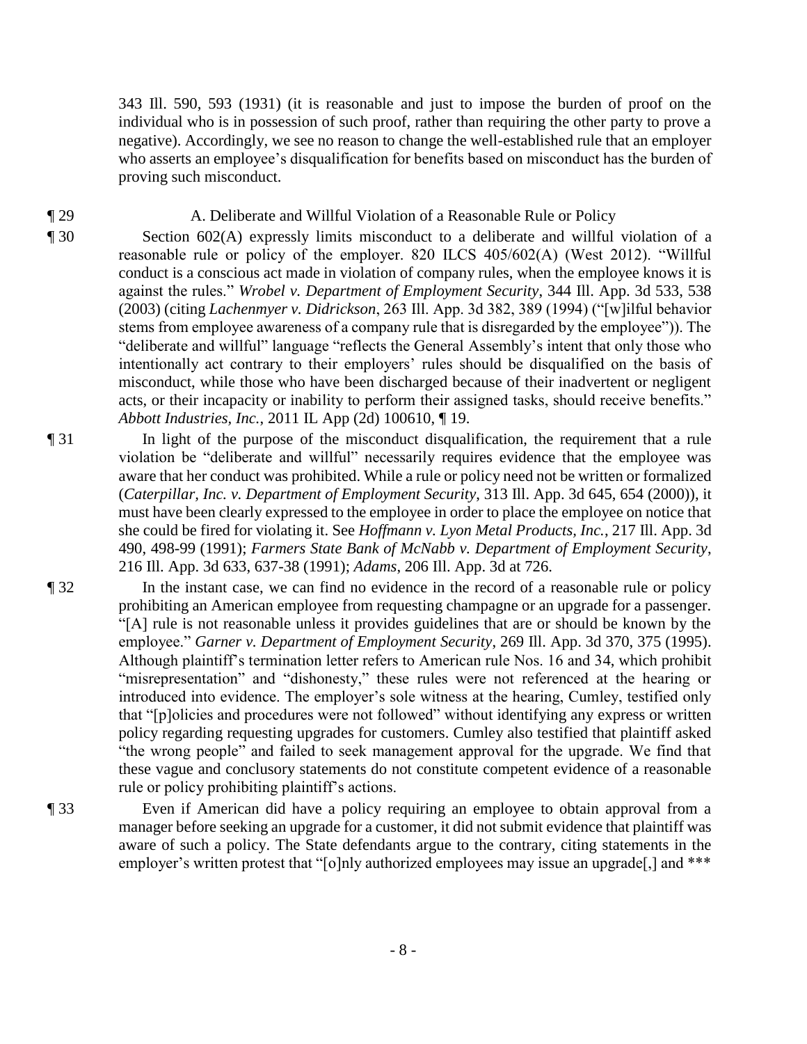343 Ill. 590, 593 (1931) (it is reasonable and just to impose the burden of proof on the individual who is in possession of such proof, rather than requiring the other party to prove a negative). Accordingly, we see no reason to change the well-established rule that an employer who asserts an employee's disqualification for benefits based on misconduct has the burden of proving such misconduct.

¶ 29 A. Deliberate and Willful Violation of a Reasonable Rule or Policy

¶ 30 Section 602(A) expressly limits misconduct to a deliberate and willful violation of a reasonable rule or policy of the employer. 820 ILCS 405/602(A) (West 2012). "Willful conduct is a conscious act made in violation of company rules, when the employee knows it is against the rules." *Wrobel v. Department of Employment Security*, 344 Ill. App. 3d 533, 538 (2003) (citing *Lachenmyer v. Didrickson*, 263 Ill. App. 3d 382, 389 (1994) ("[w]ilful behavior stems from employee awareness of a company rule that is disregarded by the employee")). The "deliberate and willful" language "reflects the General Assembly's intent that only those who intentionally act contrary to their employers' rules should be disqualified on the basis of misconduct, while those who have been discharged because of their inadvertent or negligent acts, or their incapacity or inability to perform their assigned tasks, should receive benefits." *Abbott Industries, Inc.*, 2011 IL App (2d) 100610, ¶ 19.

¶ 31 In light of the purpose of the misconduct disqualification, the requirement that a rule violation be "deliberate and willful" necessarily requires evidence that the employee was aware that her conduct was prohibited. While a rule or policy need not be written or formalized (*Caterpillar, Inc. v. Department of Employment Security*, 313 Ill. App. 3d 645, 654 (2000)), it must have been clearly expressed to the employee in order to place the employee on notice that she could be fired for violating it. See *Hoffmann v. Lyon Metal Products, Inc.*, 217 Ill. App. 3d 490, 498-99 (1991); *Farmers State Bank of McNabb v. Department of Employment Security*, 216 Ill. App. 3d 633, 637-38 (1991); *Adams*, 206 Ill. App. 3d at 726.

¶ 32 In the instant case, we can find no evidence in the record of a reasonable rule or policy prohibiting an American employee from requesting champagne or an upgrade for a passenger. "[A] rule is not reasonable unless it provides guidelines that are or should be known by the employee." *Garner v. Department of Employment Security*, 269 Ill. App. 3d 370, 375 (1995). Although plaintiff's termination letter refers to American rule Nos. 16 and 34, which prohibit "misrepresentation" and "dishonesty," these rules were not referenced at the hearing or introduced into evidence. The employer's sole witness at the hearing, Cumley, testified only that "[p]olicies and procedures were not followed" without identifying any express or written policy regarding requesting upgrades for customers. Cumley also testified that plaintiff asked "the wrong people" and failed to seek management approval for the upgrade. We find that these vague and conclusory statements do not constitute competent evidence of a reasonable rule or policy prohibiting plaintiff's actions.

¶ 33 Even if American did have a policy requiring an employee to obtain approval from a manager before seeking an upgrade for a customer, it did not submit evidence that plaintiff was aware of such a policy. The State defendants argue to the contrary, citing statements in the employer's written protest that "[o]nly authorized employees may issue an upgrade[,] and ***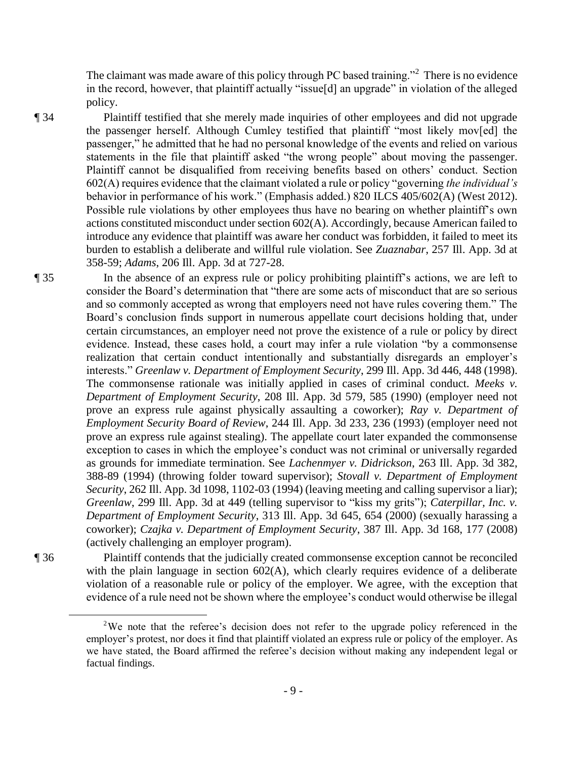The claimant was made aware of this policy through PC based training."[2] There is no evidence in the record, however, that plaintiff actually "issue[d] an upgrade" in violation of the alleged policy.

¶ 34 Plaintiff testified that she merely made inquiries of other employees and did not upgrade the passenger herself. Although Cumley testified that plaintiff "most likely mov[ed] the passenger," he admitted that he had no personal knowledge of the events and relied on various statements in the file that plaintiff asked "the wrong people" about moving the passenger. Plaintiff cannot be disqualified from receiving benefits based on others' conduct. Section 602(A) requires evidence that the claimant violated a rule or policy "governing *the individual's* behavior in performance of his work." (Emphasis added.) 820 ILCS 405/602(A) (West 2012). Possible rule violations by other employees thus have no bearing on whether plaintiff's own actions constituted misconduct under section 602(A). Accordingly, because American failed to introduce any evidence that plaintiff was aware her conduct was forbidden, it failed to meet its burden to establish a deliberate and willful rule violation. See *Zuaznabar*, 257 Ill. App. 3d at 358-59; *Adams*, 206 Ill. App. 3d at 727-28.

¶ 35 In the absence of an express rule or policy prohibiting plaintiff's actions, we are left to consider the Board's determination that "there are some acts of misconduct that are so serious and so commonly accepted as wrong that employers need not have rules covering them." The Board's conclusion finds support in numerous appellate court decisions holding that, under certain circumstances, an employer need not prove the existence of a rule or policy by direct evidence. Instead, these cases hold, a court may infer a rule violation "by a commonsense realization that certain conduct intentionally and substantially disregards an employer's interests." *Greenlaw v. Department of Employment Security*, 299 Ill. App. 3d 446, 448 (1998). The commonsense rationale was initially applied in cases of criminal conduct. *Meeks v. Department of Employment Security*, 208 Ill. App. 3d 579, 585 (1990) (employer need not prove an express rule against physically assaulting a coworker); *Ray v. Department of Employment Security Board of Review*, 244 Ill. App. 3d 233, 236 (1993) (employer need not prove an express rule against stealing). The appellate court later expanded the commonsense exception to cases in which the employee's conduct was not criminal or universally regarded as grounds for immediate termination. See *Lachenmyer v. Didrickson*, 263 Ill. App. 3d 382, 388-89 (1994) (throwing folder toward supervisor); *Stovall v. Department of Employment Security*, 262 Ill. App. 3d 1098, 1102-03 (1994) (leaving meeting and calling supervisor a liar); *Greenlaw*, 299 Ill. App. 3d at 449 (telling supervisor to "kiss my grits"); *Caterpillar, Inc. v. Department of Employment Security*, 313 Ill. App. 3d 645, 654 (2000) (sexually harassing a coworker); *Czajka v. Department of Employment Security*, 387 Ill. App. 3d 168, 177 (2008) (actively challenging an employer program).

¶ 36 Plaintiff contends that the judicially created commonsense exception cannot be reconciled with the plain language in section 602(A), which clearly requires evidence of a deliberate violation of a reasonable rule or policy of the employer. We agree, with the exception that evidence of a rule need not be shown where the employee's conduct would otherwise be illegal

---

[2] We note that the referee's decision does not refer to the upgrade policy referenced in the employer's protest, nor does it find that plaintiff violated an express rule or policy of the employer. As we have stated, the Board affirmed the referee's decision without making any independent legal or factual findings.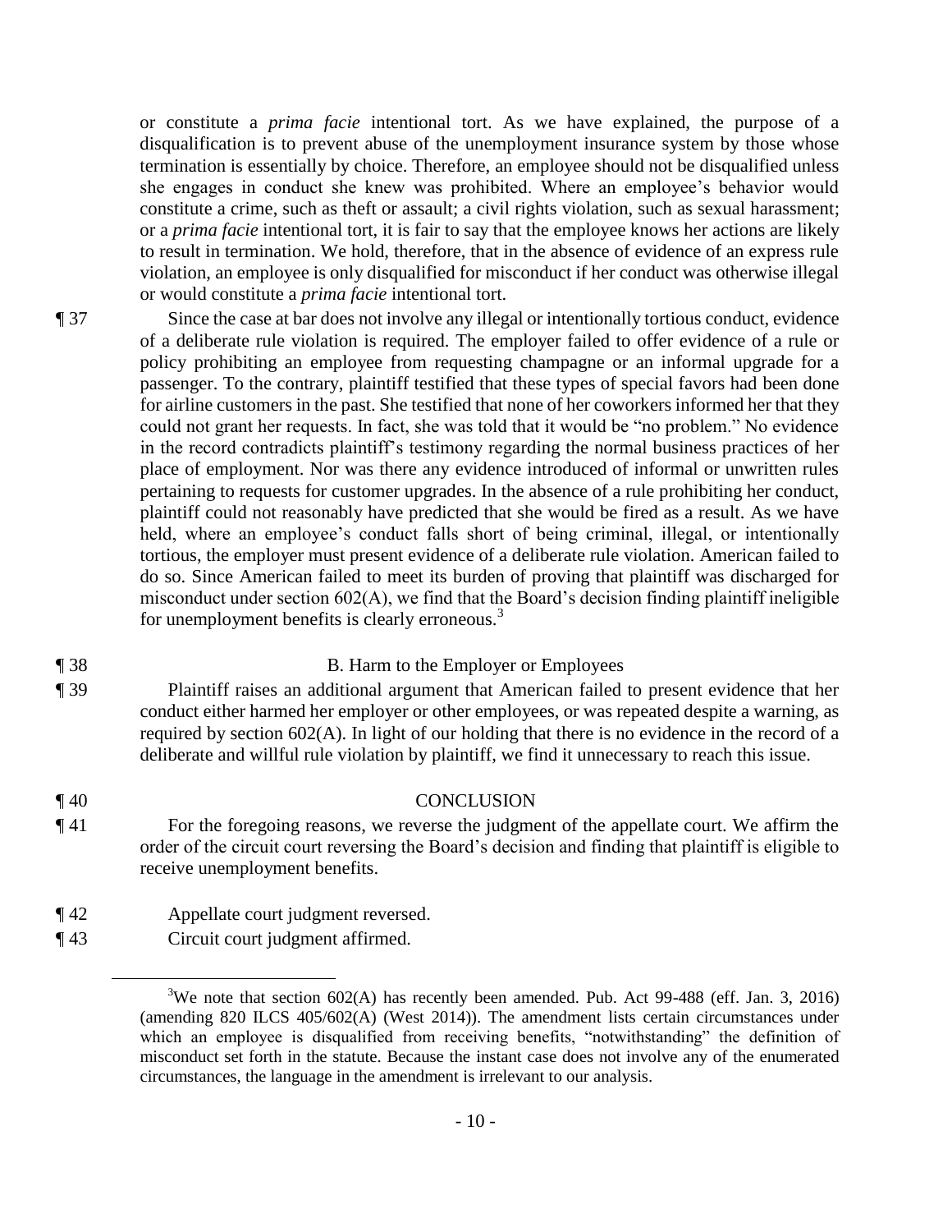or constitute a *prima facie* intentional tort. As we have explained, the purpose of a disqualification is to prevent abuse of the unemployment insurance system by those whose termination is essentially by choice. Therefore, an employee should not be disqualified unless she engages in conduct she knew was prohibited. Where an employee's behavior would constitute a crime, such as theft or assault; a civil rights violation, such as sexual harassment; or a *prima facie* intentional tort, it is fair to say that the employee knows her actions are likely to result in termination. We hold, therefore, that in the absence of evidence of an express rule violation, an employee is only disqualified for misconduct if her conduct was otherwise illegal or would constitute a *prima facie* intentional tort.

¶ 37 Since the case at bar does not involve any illegal or intentionally tortious conduct, evidence of a deliberate rule violation is required. The employer failed to offer evidence of a rule or policy prohibiting an employee from requesting champagne or an informal upgrade for a passenger. To the contrary, plaintiff testified that these types of special favors had been done for airline customers in the past. She testified that none of her coworkers informed her that they could not grant her requests. In fact, she was told that it would be "no problem." No evidence in the record contradicts plaintiff's testimony regarding the normal business practices of her place of employment. Nor was there any evidence introduced of informal or unwritten rules pertaining to requests for customer upgrades. In the absence of a rule prohibiting her conduct, plaintiff could not reasonably have predicted that she would be fired as a result. As we have held, where an employee's conduct falls short of being criminal, illegal, or intentionally tortious, the employer must present evidence of a deliberate rule violation. American failed to do so. Since American failed to meet its burden of proving that plaintiff was discharged for misconduct under section 602(A), we find that the Board's decision finding plaintiff ineligible for unemployment benefits is clearly erroneous.[3]

¶ 38 B. Harm to the Employer or Employees

¶ 39 Plaintiff raises an additional argument that American failed to present evidence that her conduct either harmed her employer or other employees, or was repeated despite a warning, as required by section 602(A). In light of our holding that there is no evidence in the record of a deliberate and willful rule violation by plaintiff, we find it unnecessary to reach this issue.

¶ 40 CONCLUSION

¶ 41 For the foregoing reasons, we reverse the judgment of the appellate court. We affirm the order of the circuit court reversing the Board's decision and finding that plaintiff is eligible to receive unemployment benefits.

¶ 42 Appellate court judgment reversed.

¶ 43 Circuit court judgment affirmed.

---

[3]We note that section 602(A) has recently been amended. Pub. Act 99-488 (eff. Jan. 3, 2016) (amending 820 ILCS 405/602(A) (West 2014)). The amendment lists certain circumstances under which an employee is disqualified from receiving benefits, "notwithstanding" the definition of misconduct set forth in the statute. Because the instant case does not involve any of the enumerated circumstances, the language in the amendment is irrelevant to our analysis.